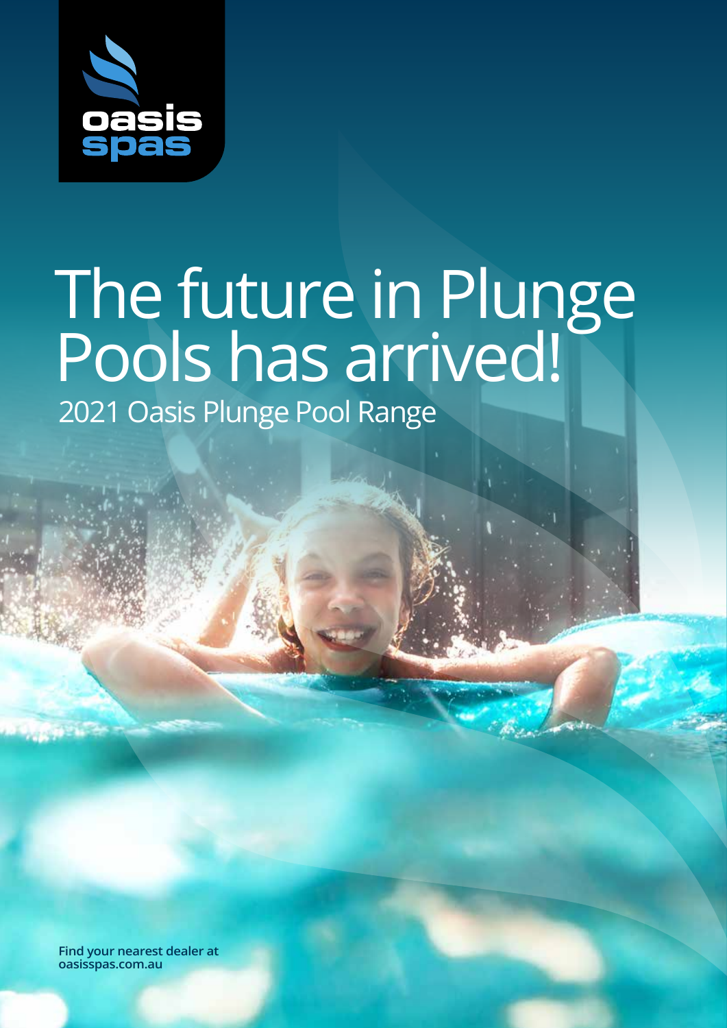oasis spas

# The future in Plunge Pools has arrived!

## 2021 Oasis Plunge Pool Range

**Find your nearest dealer at oasisspas.com.au**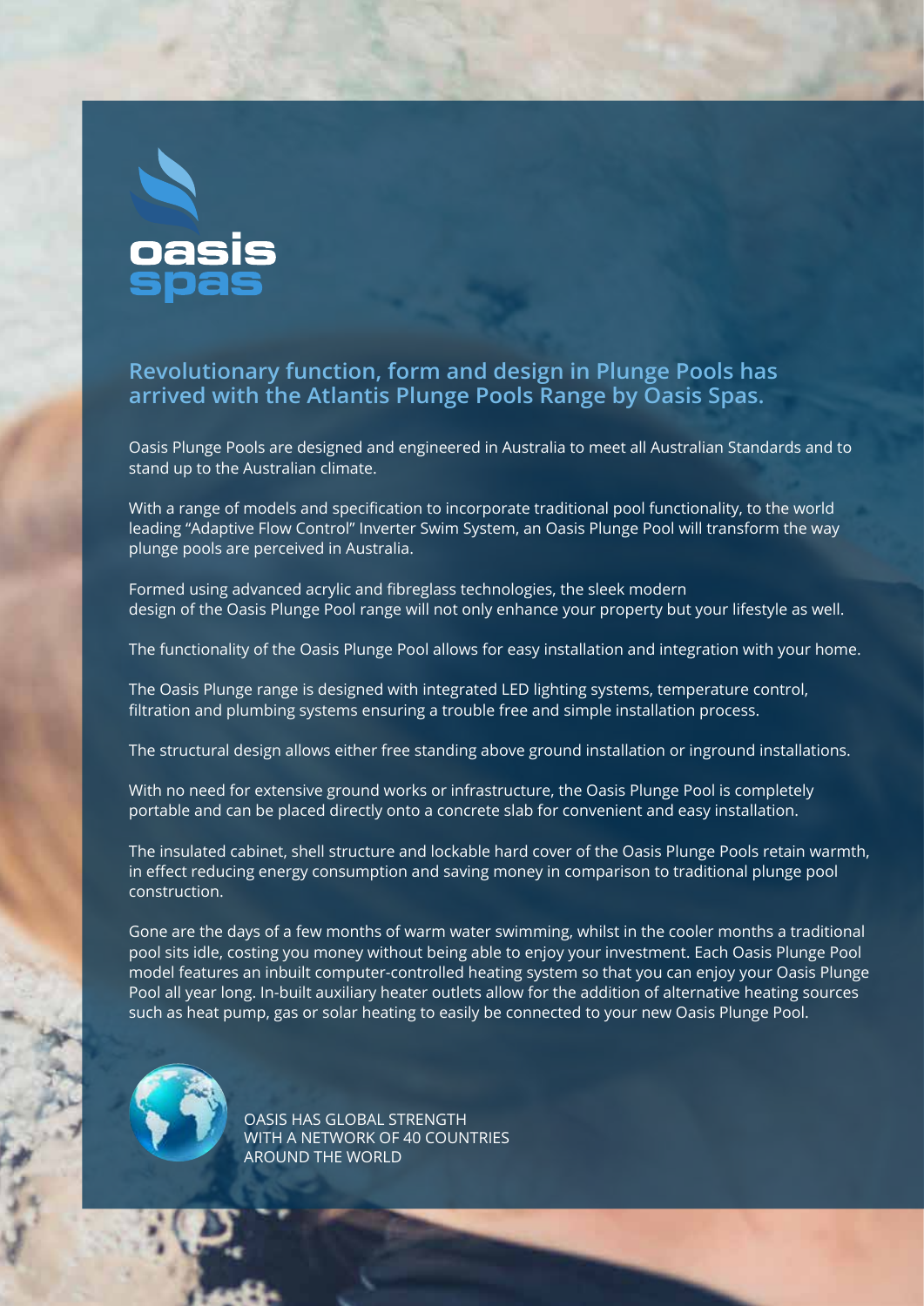oasis spas

## Revolutionary function, form and design in Plunge Pools has arrived with the Atlantis Plunge Pools Range by Oasis Spas.

Oasis Plunge Pools are designed and engineered in Australia to meet all Australian Standards and to stand up to the Australian climate.

With a range of models and specification to incorporate traditional pool functionality, to the world leading "Adaptive Flow Control" Inverter Swim System, an Oasis Plunge Pool will transform the way plunge pools are perceived in Australia.

Formed using advanced acrylic and fibreglass technologies, the sleek modern design of the Oasis Plunge Pool range will not only enhance your property but your lifestyle as well.

The functionality of the Oasis Plunge Pool allows for easy installation and integration with your home.

The Oasis Plunge range is designed with integrated LED lighting systems, temperature control, filtration and plumbing systems ensuring a trouble free and simple installation process.

The structural design allows either free standing above ground installation or inground installations.

With no need for extensive ground works or infrastructure, the Oasis Plunge Pool is completely portable and can be placed directly onto a concrete slab for convenient and easy installation.

The insulated cabinet, shell structure and lockable hard cover of the Oasis Plunge Pools retain warmth, in effect reducing energy consumption and saving money in comparison to traditional plunge pool construction.

Gone are the days of a few months of warm water swimming, whilst in the cooler months a traditional pool sits idle, costing you money without being able to enjoy your investment. Each Oasis Plunge Pool model features an inbuilt computer-controlled heating system so that you can enjoy your Oasis Plunge Pool all year long. In-built auxiliary heater outlets allow for the addition of alternative heating sources such as heat pump, gas or solar heating to easily be connected to your new Oasis Plunge Pool.

OASIS HAS GLOBAL STRENGTH WITH A NETWORK OF 40 COUNTRIES AROUND THE WORLD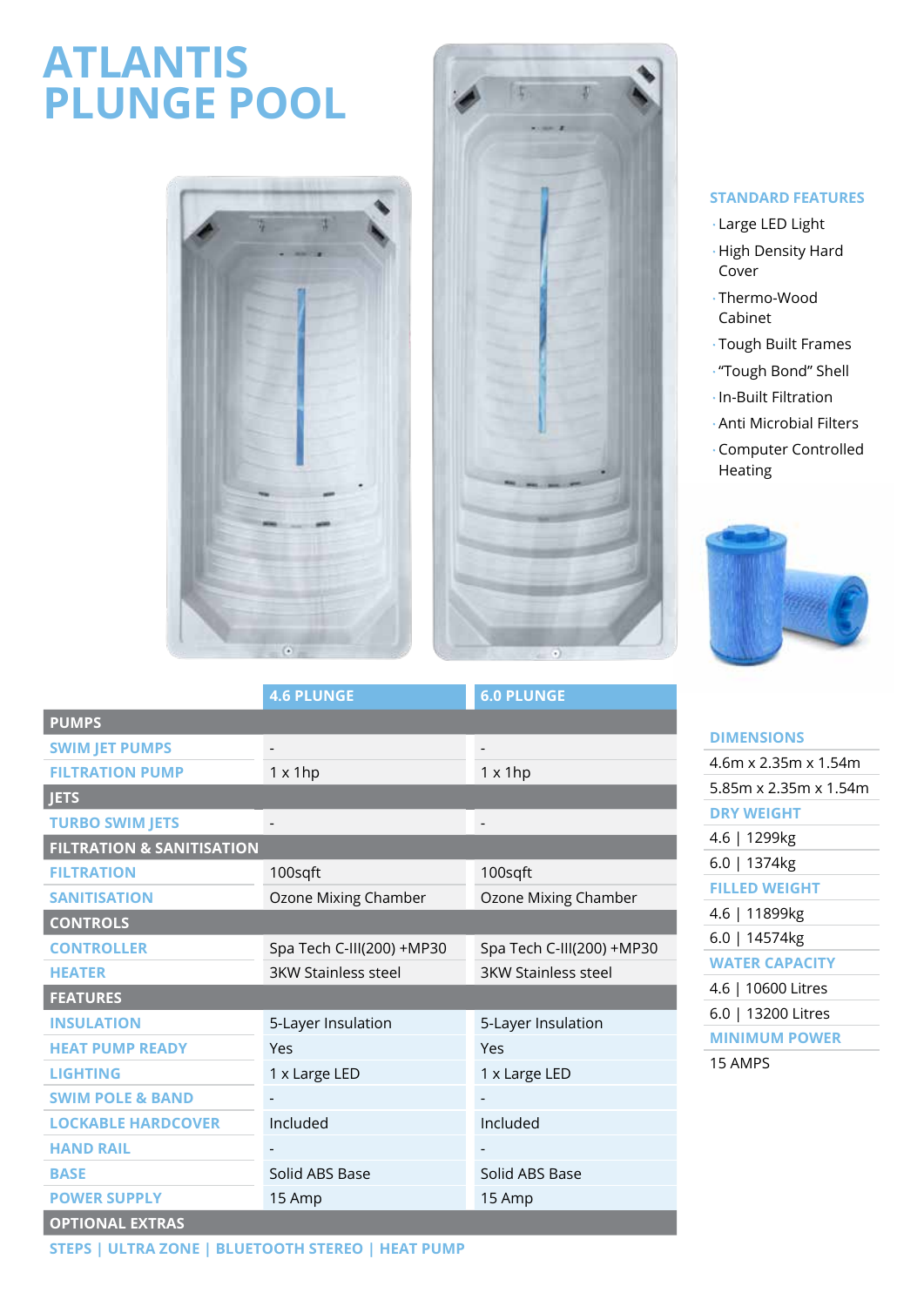# ATLANTIS PLUNGE POOL

## STANDARD FEATURES

- Large LED Light
- High Density Hard Cover
- Thermo-Wood Cabinet
- Tough Built Frames
- "Tough Bond" Shell
- In-Built Filtration
- Anti Microbial Filters
- Computer Controlled Heating

| | 4.6 PLUNGE | 6.0 PLUNGE |
|---|---|---|
| **PUMPS** | | |
| SWIM JET PUMPS | - | - |
| FILTRATION PUMP | 1 x 1hp | 1 x 1hp |
| **JETS** | | |
| TURBO SWIM JETS | - | - |
| **FILTRATION & SANITISATION** | | |
| FILTRATION | 100sqft | 100sqft |
| SANITISATION | Ozone Mixing Chamber | Ozone Mixing Chamber |
| **CONTROLS** | | |
| CONTROLLER | Spa Tech C-III(200) +MP30 | Spa Tech C-III(200) +MP30 |
| HEATER | 3KW Stainless steel | 3KW Stainless steel |
| **FEATURES** | | |
| INSULATION | 5-Layer Insulation | 5-Layer Insulation |
| HEAT PUMP READY | Yes | Yes |
| LIGHTING | 1 x Large LED | 1 x Large LED |
| SWIM POLE & BAND | - | - |
| LOCKABLE HARDCOVER | Included | Included |
| HAND RAIL | - | - |
| BASE | Solid ABS Base | Solid ABS Base |
| POWER SUPPLY | 15 Amp | 15 Amp |
| **OPTIONAL EXTRAS** | | |

STEPS | ULTRA ZONE | BLUETOOTH STEREO | HEAT PUMP

### DIMENSIONS

4.6m x 2.35m x 1.54m

5.85m x 2.35m x 1.54m

### DRY WEIGHT

4.6 | 1299kg

6.0 | 1374kg

### FILLED WEIGHT

4.6 | 11899kg

6.0 | 14574kg

### WATER CAPACITY

4.6 | 10600 Litres

6.0 | 13200 Litres

### MINIMUM POWER

15 AMPS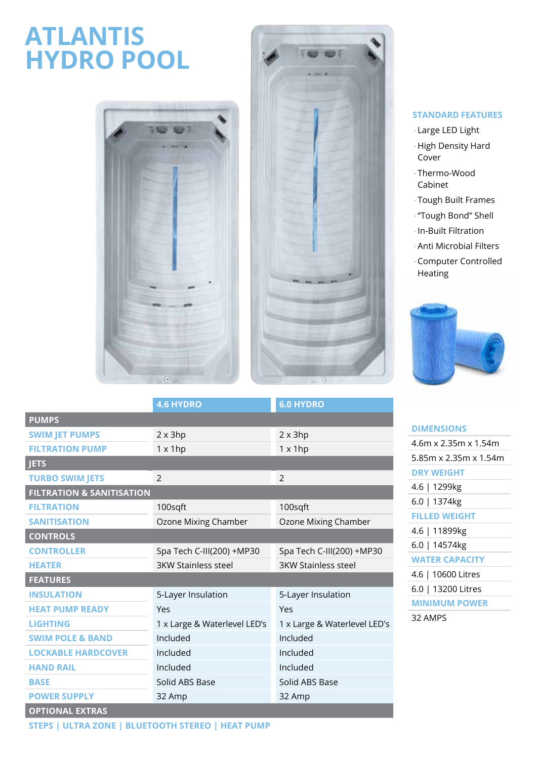# ATLANTIS HYDRO POOL

### STANDARD FEATURES

- Large LED Light
- High Density Hard Cover
- Thermo-Wood Cabinet
- Tough Built Frames
- "Tough Bond" Shell
- In-Built Filtration
- Anti Microbial Filters
- Computer Controlled Heating

| | 4.6 HYDRO | 6.0 HYDRO |
|---|---|---|
| **PUMPS** | | |
| SWIM JET PUMPS | 2 x 3hp | 2 x 3hp |
| FILTRATION PUMP | 1 x 1hp | 1 x 1hp |
| **JETS** | | |
| TURBO SWIM JETS | 2 | 2 |
| **FILTRATION & SANITISATION** | | |
| FILTRATION | 100sqft | 100sqft |
| SANITISATION | Ozone Mixing Chamber | Ozone Mixing Chamber |
| **CONTROLS** | | |
| CONTROLLER | Spa Tech C-III(200) +MP30 | Spa Tech C-III(200) +MP30 |
| HEATER | 3KW Stainless steel | 3KW Stainless steel |
| **FEATURES** | | |
| INSULATION | 5-Layer Insulation | 5-Layer Insulation |
| HEAT PUMP READY | Yes | Yes |
| LIGHTING | 1 x Large & Waterlevel LED's | 1 x Large & Waterlevel LED's |
| SWIM POLE & BAND | Included | Included |
| LOCKABLE HARDCOVER | Included | Included |
| HAND RAIL | Included | Included |
| BASE | Solid ABS Base | Solid ABS Base |
| POWER SUPPLY | 32 Amp | 32 Amp |
| **OPTIONAL EXTRAS** | | |

STEPS | ULTRA ZONE | BLUETOOTH STEREO | HEAT PUMP

### DIMENSIONS

4.6m x 2.35m x 1.54m

5.85m x 2.35m x 1.54m

### DRY WEIGHT

4.6 | 1299kg

6.0 | 1374kg

### FILLED WEIGHT

4.6 | 11899kg

6.0 | 14574kg

### WATER CAPACITY

4.6 | 10600 Litres

6.0 | 13200 Litres

### MINIMUM POWER

32 AMPS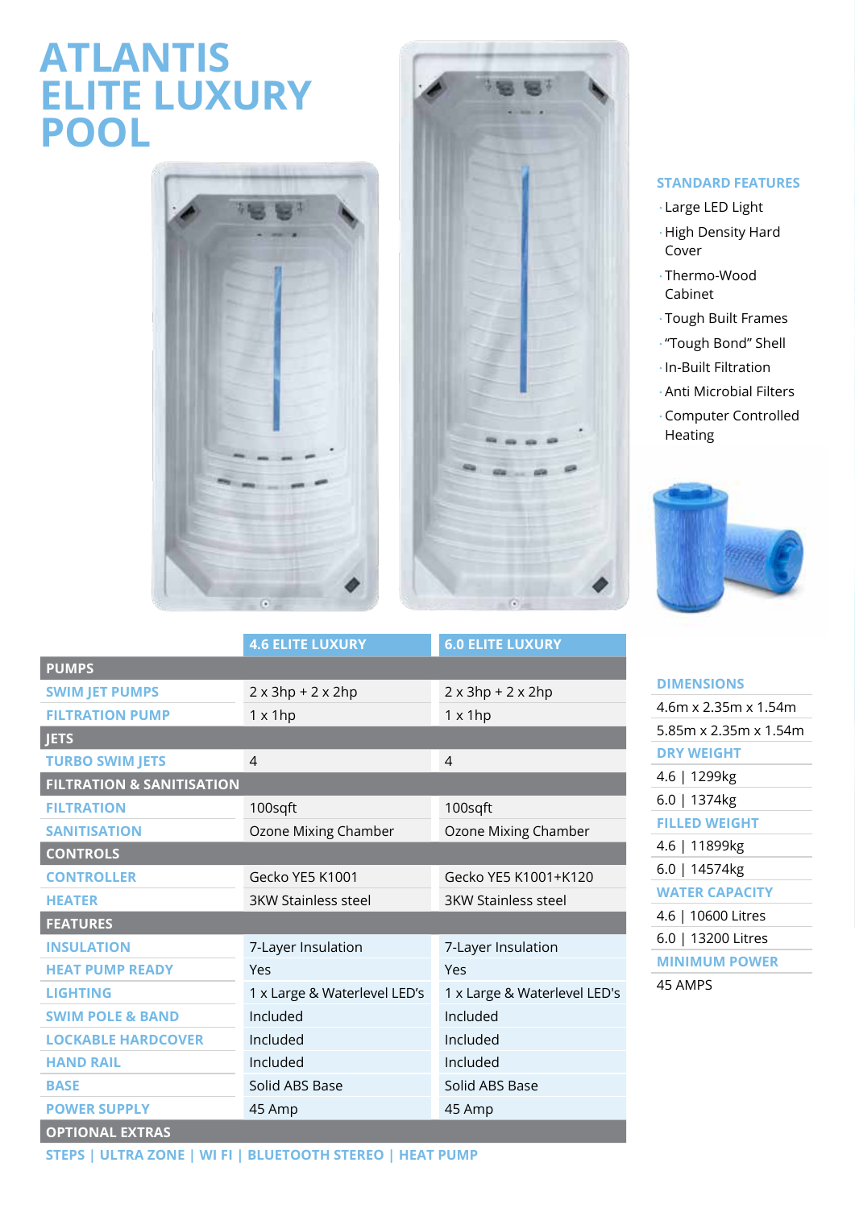# ATLANTIS ELITE LUXURY POOL

| | 4.6 ELITE LUXURY | 6.0 ELITE LUXURY |
|---|---|---|
| **PUMPS** | | |
| SWIM JET PUMPS | 2 x 3hp + 2 x 2hp | 2 x 3hp + 2 x 2hp |
| FILTRATION PUMP | 1 x 1hp | 1 x 1hp |
| **JETS** | | |
| TURBO SWIM JETS | 4 | 4 |
| **FILTRATION & SANITISATION** | | |
| FILTRATION | 100sqft | 100sqft |
| SANITISATION | Ozone Mixing Chamber | Ozone Mixing Chamber |
| **CONTROLS** | | |
| CONTROLLER | Gecko YE5 K1001 | Gecko YE5 K1001+K120 |
| HEATER | 3KW Stainless steel | 3KW Stainless steel |
| **FEATURES** | | |
| INSULATION | 7-Layer Insulation | 7-Layer Insulation |
| HEAT PUMP READY | Yes | Yes |
| LIGHTING | 1 x Large & Waterlevel LED's | 1 x Large & Waterlevel LED's |
| SWIM POLE & BAND | Included | Included |
| LOCKABLE HARDCOVER | Included | Included |
| HAND RAIL | Included | Included |
| BASE | Solid ABS Base | Solid ABS Base |
| POWER SUPPLY | 45 Amp | 45 Amp |
| **OPTIONAL EXTRAS** | | |

STEPS | ULTRA ZONE | WI FI | BLUETOOTH STEREO | HEAT PUMP

## STANDARD FEATURES

- Large LED Light
- High Density Hard Cover
- Thermo-Wood Cabinet
- Tough Built Frames
- "Tough Bond" Shell
- In-Built Filtration
- Anti Microbial Filters
- Computer Controlled Heating

**DIMENSIONS**

4.6m x 2.35m x 1.54m

5.85m x 2.35m x 1.54m

**DRY WEIGHT**

4.6 | 1299kg

6.0 | 1374kg

**FILLED WEIGHT**

4.6 | 11899kg

6.0 | 14574kg

**WATER CAPACITY**

4.6 | 10600 Litres

6.0 | 13200 Litres

**MINIMUM POWER**

45 AMPS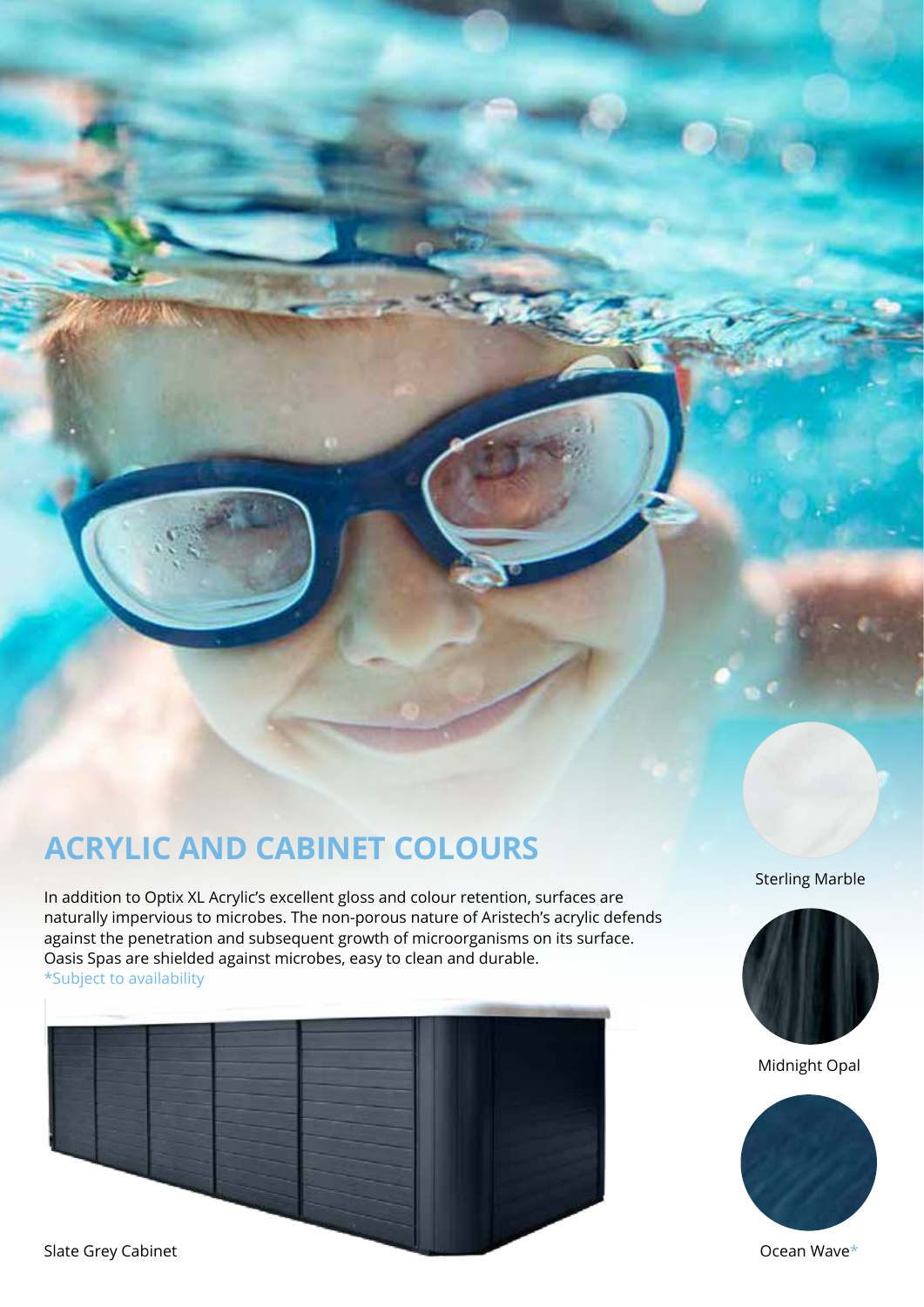## ACRYLIC AND CABINET COLOURS

In addition to Optix XL Acrylic's excellent gloss and colour retention, surfaces are naturally impervious to microbes. The non-porous nature of Aristech's acrylic defends against the penetration and subsequent growth of microorganisms on its surface. Oasis Spas are shielded against microbes, easy to clean and durable.
*Subject to availability

Sterling Marble

Midnight Opal

Ocean Wave*

Slate Grey Cabinet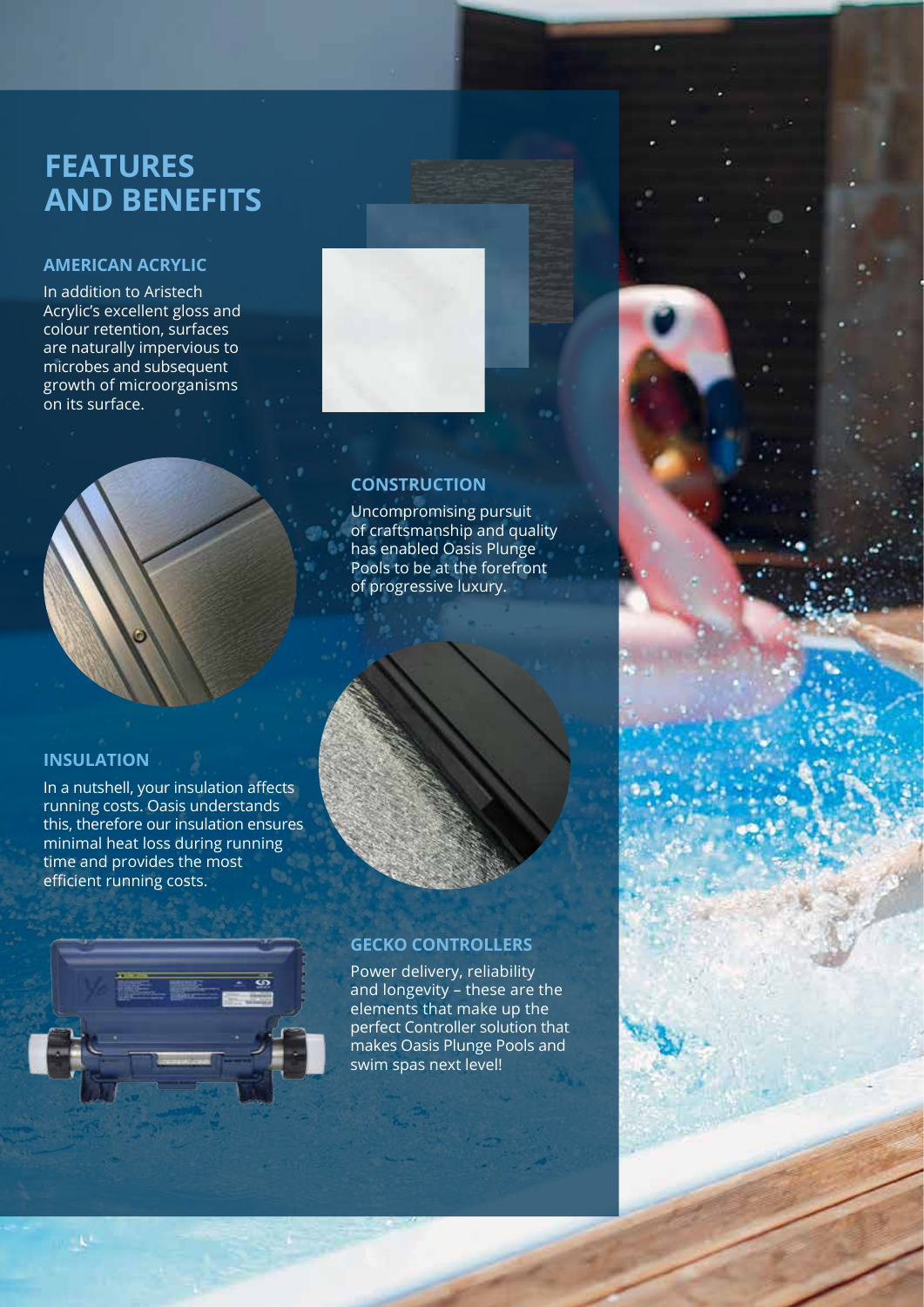# FEATURES AND BENEFITS

## AMERICAN ACRYLIC

In addition to Aristech Acrylic's excellent gloss and colour retention, surfaces are naturally impervious to microbes and subsequent growth of microorganisms on its surface.

## CONSTRUCTION

Uncompromising pursuit of craftsmanship and quality has enabled Oasis Plunge Pools to be at the forefront of progressive luxury.

## INSULATION

In a nutshell, your insulation affects running costs. Oasis understands this, therefore our insulation ensures minimal heat loss during running time and provides the most efficient running costs.

## GECKO CONTROLLERS

Power delivery, reliability and longevity – these are the elements that make up the perfect Controller solution that makes Oasis Plunge Pools and swim spas next level!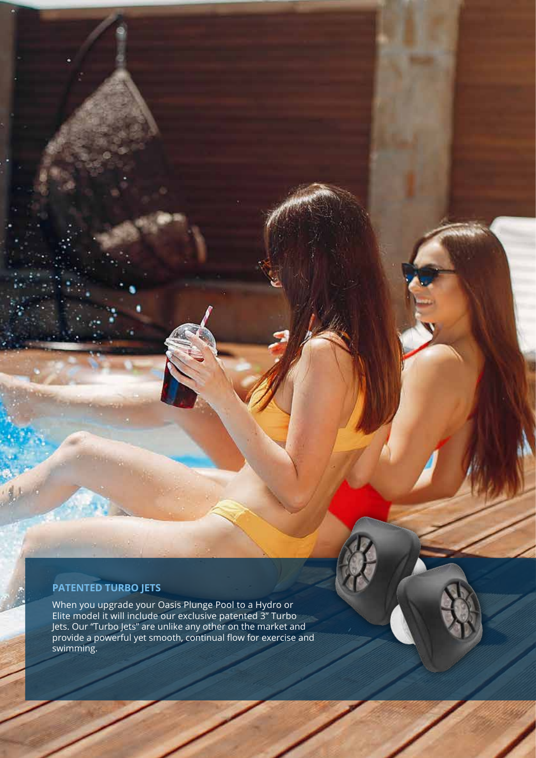## PATENTED TURBO JETS

When you upgrade your Oasis Plunge Pool to a Hydro or Elite model it will include our exclusive patented 3" Turbo Jets. Our "Turbo Jets" are unlike any other on the market and provide a powerful yet smooth, continual flow for exercise and swimming.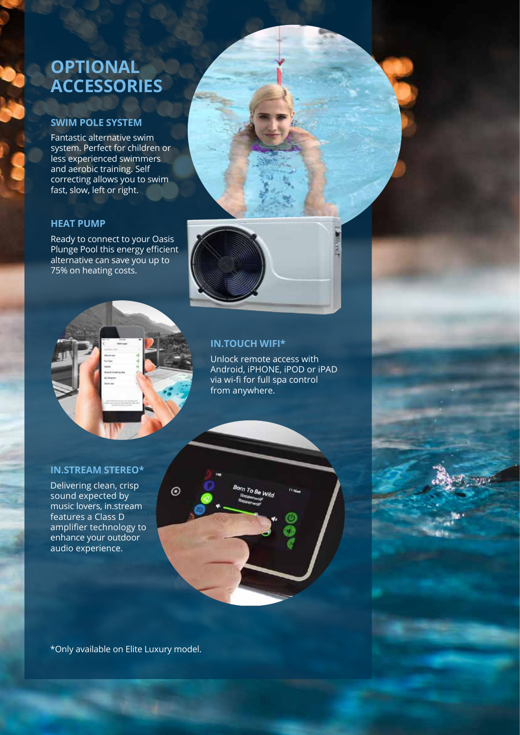# OPTIONAL ACCESSORIES

### SWIM POLE SYSTEM

Fantastic alternative swim system. Perfect for children or less experienced swimmers and aerobic training. Self correcting allows you to swim fast, slow, left or right.

### HEAT PUMP

Ready to connect to your Oasis Plunge Pool this energy efficient alternative can save you up to 75% on heating costs.

### IN.TOUCH WIFI*

Unlock remote access with Android, iPHONE, iPOD or iPAD via wi-fi for full spa control from anywhere.

### IN.STREAM STEREO*

Delivering clean, crisp sound expected by music lovers, in.stream features a Class D amplifier technology to enhance your outdoor audio experience.

*Only available on Elite Luxury model.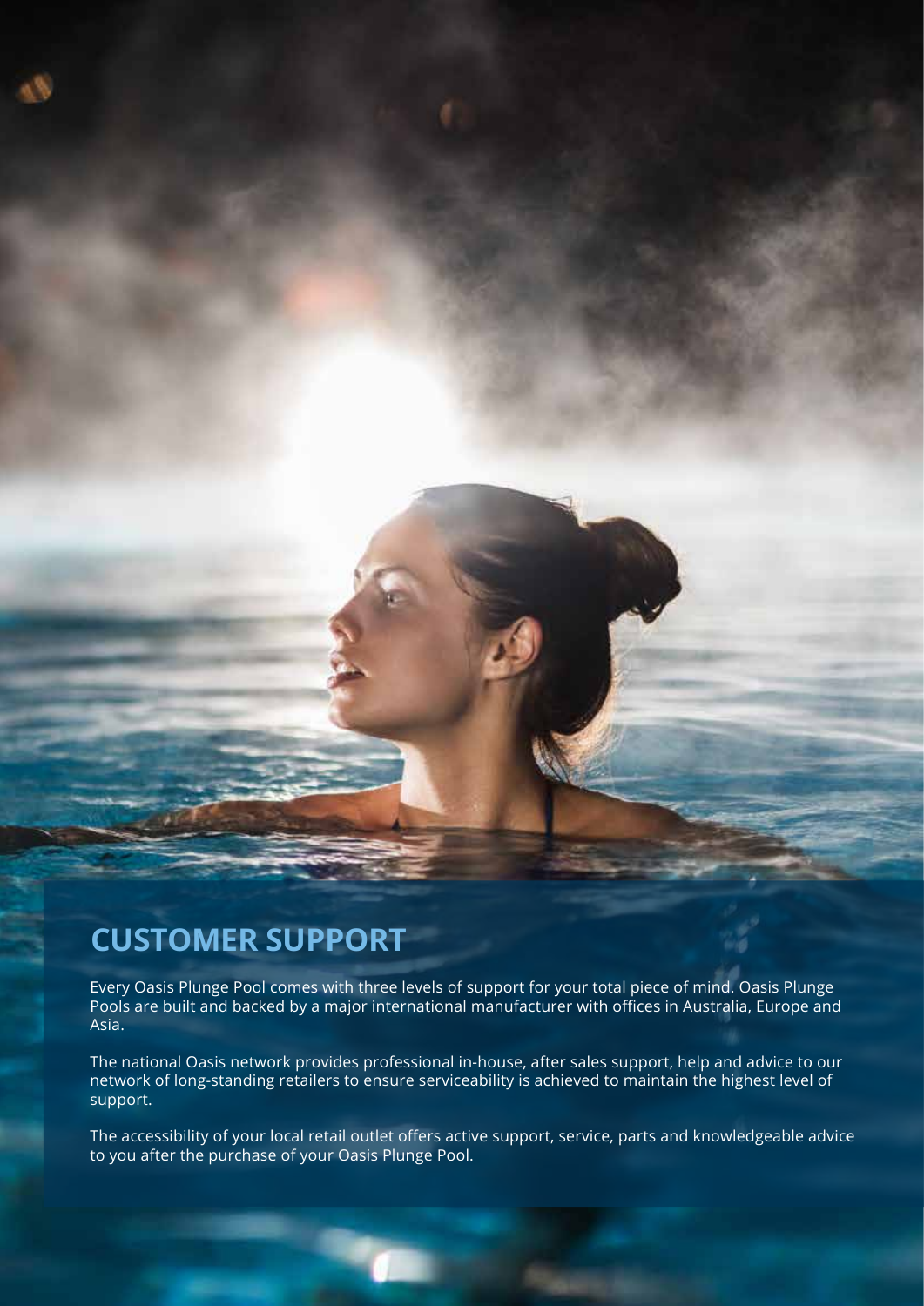## CUSTOMER SUPPORT

Every Oasis Plunge Pool comes with three levels of support for your total piece of mind. Oasis Plunge Pools are built and backed by a major international manufacturer with offices in Australia, Europe and Asia.

The national Oasis network provides professional in-house, after sales support, help and advice to our network of long-standing retailers to ensure serviceability is achieved to maintain the highest level of support.

The accessibility of your local retail outlet offers active support, service, parts and knowledgeable advice to you after the purchase of your Oasis Plunge Pool.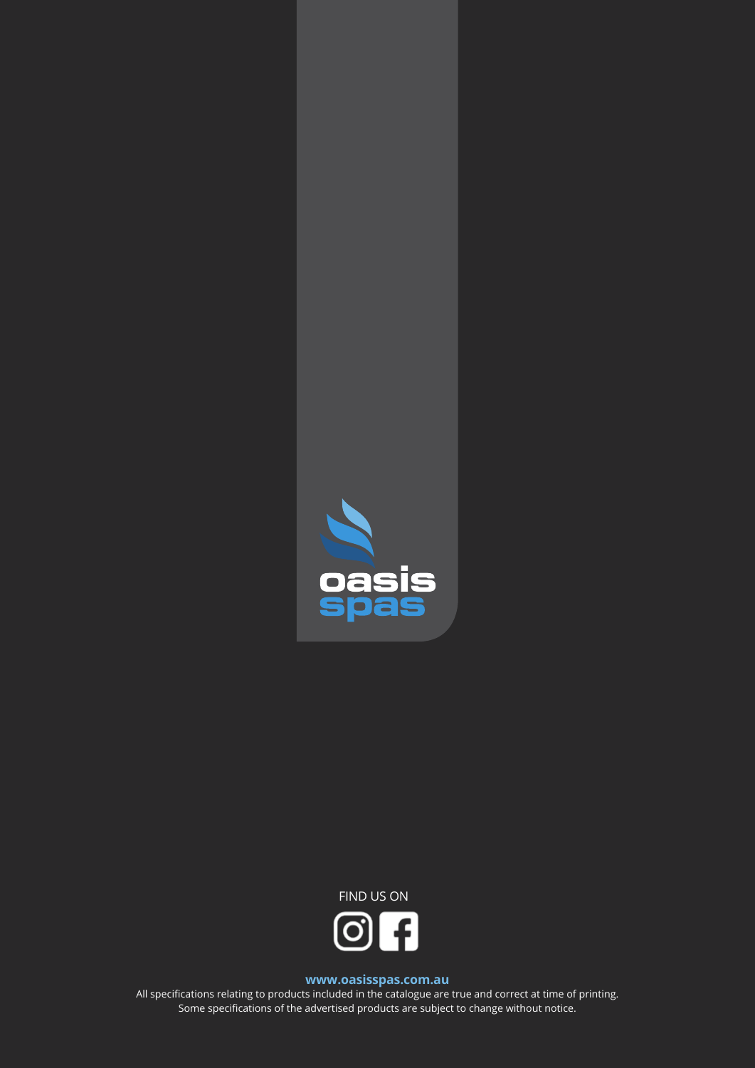oasis
spas

FIND US ON

**www.oasisspas.com.au**

All specifications relating to products included in the catalogue are true and correct at time of printing.
Some specifications of the advertised products are subject to change without notice.